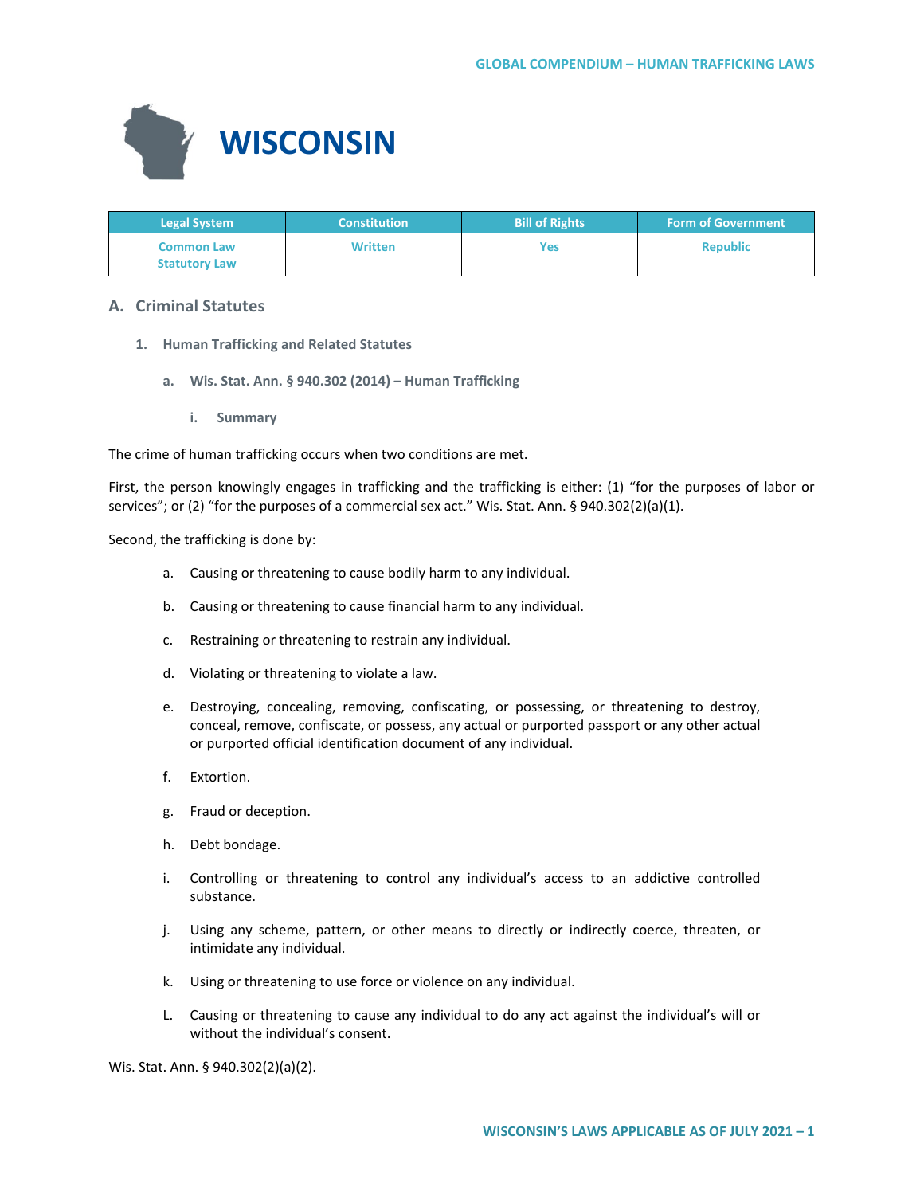# WISCONSIN

| Legal System | Constitution | Bill of Rights | Form of Government |
|---|---|---|---|
| Common Law<br>Statutory Law | Written | Yes | Republic |

## A. Criminal Statutes

### 1. Human Trafficking and Related Statutes

#### a. Wis. Stat. Ann. § 940.302 (2014) – Human Trafficking

##### i. Summary

The crime of human trafficking occurs when two conditions are met.

First, the person knowingly engages in trafficking and the trafficking is either: (1) "for the purposes of labor or services"; or (2) "for the purposes of a commercial sex act." Wis. Stat. Ann. § 940.302(2)(a)(1).

Second, the trafficking is done by:

a. Causing or threatening to cause bodily harm to any individual.

b. Causing or threatening to cause financial harm to any individual.

c. Restraining or threatening to restrain any individual.

d. Violating or threatening to violate a law.

e. Destroying, concealing, removing, confiscating, or possessing, or threatening to destroy, conceal, remove, confiscate, or possess, any actual or purported passport or any other actual or purported official identification document of any individual.

f. Extortion.

g. Fraud or deception.

h. Debt bondage.

i. Controlling or threatening to control any individual's access to an addictive controlled substance.

j. Using any scheme, pattern, or other means to directly or indirectly coerce, threaten, or intimidate any individual.

k. Using or threatening to use force or violence on any individual.

L. Causing or threatening to cause any individual to do any act against the individual's will or without the individual's consent.

Wis. Stat. Ann. § 940.302(2)(a)(2).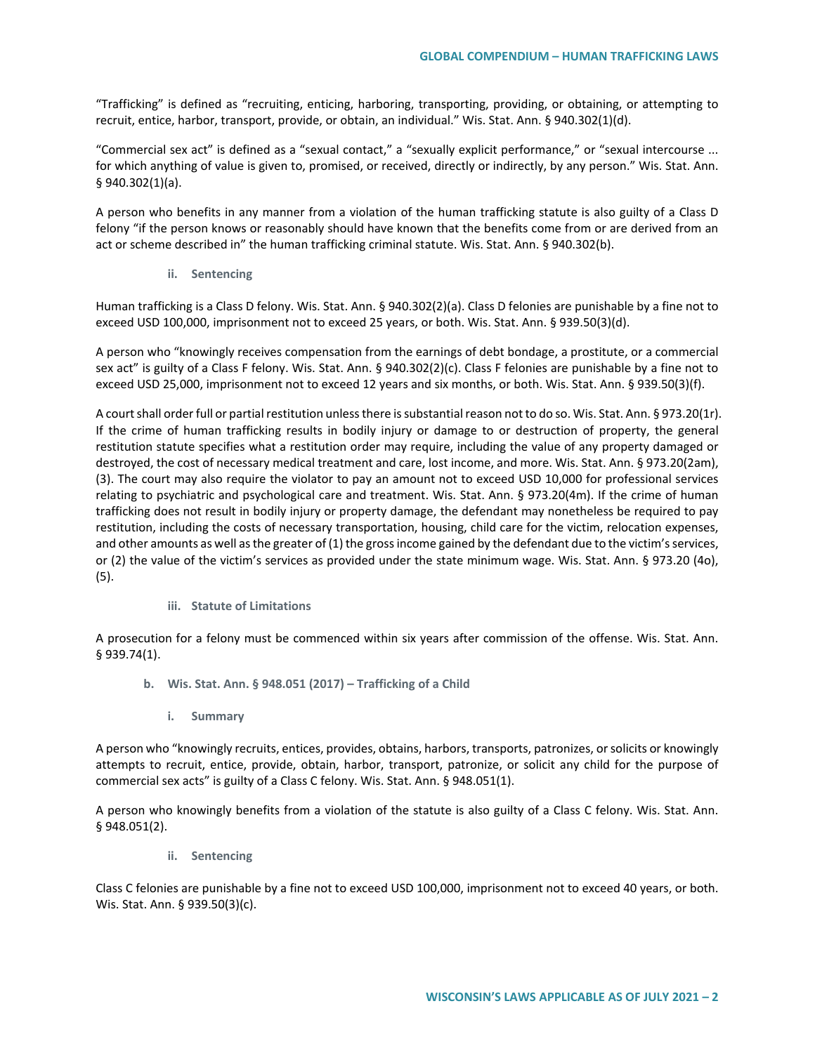"Trafficking" is defined as "recruiting, enticing, harboring, transporting, providing, or obtaining, or attempting to recruit, entice, harbor, transport, provide, or obtain, an individual." Wis. Stat. Ann. § 940.302(1)(d).

"Commercial sex act" is defined as a "sexual contact," a "sexually explicit performance," or "sexual intercourse ... for which anything of value is given to, promised, or received, directly or indirectly, by any person." Wis. Stat. Ann. § 940.302(1)(a).

A person who benefits in any manner from a violation of the human trafficking statute is also guilty of a Class D felony "if the person knows or reasonably should have known that the benefits come from or are derived from an act or scheme described in" the human trafficking criminal statute. Wis. Stat. Ann. § 940.302(b).

#### ii. Sentencing

Human trafficking is a Class D felony. Wis. Stat. Ann. § 940.302(2)(a). Class D felonies are punishable by a fine not to exceed USD 100,000, imprisonment not to exceed 25 years, or both. Wis. Stat. Ann. § 939.50(3)(d).

A person who "knowingly receives compensation from the earnings of debt bondage, a prostitute, or a commercial sex act" is guilty of a Class F felony. Wis. Stat. Ann. § 940.302(2)(c). Class F felonies are punishable by a fine not to exceed USD 25,000, imprisonment not to exceed 12 years and six months, or both. Wis. Stat. Ann. § 939.50(3)(f).

A court shall order full or partial restitution unless there is substantial reason not to do so. Wis. Stat. Ann. § 973.20(1r). If the crime of human trafficking results in bodily injury or damage to or destruction of property, the general restitution statute specifies what a restitution order may require, including the value of any property damaged or destroyed, the cost of necessary medical treatment and care, lost income, and more. Wis. Stat. Ann. § 973.20(2am), (3). The court may also require the violator to pay an amount not to exceed USD 10,000 for professional services relating to psychiatric and psychological care and treatment. Wis. Stat. Ann. § 973.20(4m). If the crime of human trafficking does not result in bodily injury or property damage, the defendant may nonetheless be required to pay restitution, including the costs of necessary transportation, housing, child care for the victim, relocation expenses, and other amounts as well as the greater of (1) the gross income gained by the defendant due to the victim's services, or (2) the value of the victim's services as provided under the state minimum wage. Wis. Stat. Ann. § 973.20 (4o), (5).

#### iii. Statute of Limitations

A prosecution for a felony must be commenced within six years after commission of the offense. Wis. Stat. Ann. § 939.74(1).

### b. Wis. Stat. Ann. § 948.051 (2017) – Trafficking of a Child

#### i. Summary

A person who "knowingly recruits, entices, provides, obtains, harbors, transports, patronizes, or solicits or knowingly attempts to recruit, entice, provide, obtain, harbor, transport, patronize, or solicit any child for the purpose of commercial sex acts" is guilty of a Class C felony. Wis. Stat. Ann. § 948.051(1).

A person who knowingly benefits from a violation of the statute is also guilty of a Class C felony. Wis. Stat. Ann. § 948.051(2).

#### ii. Sentencing

Class C felonies are punishable by a fine not to exceed USD 100,000, imprisonment not to exceed 40 years, or both. Wis. Stat. Ann. § 939.50(3)(c).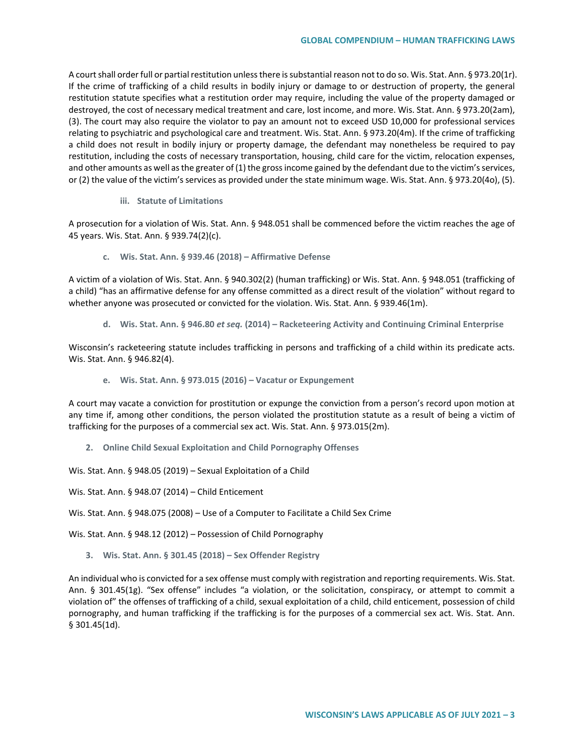A court shall order full or partial restitution unless there is substantial reason not to do so. Wis. Stat. Ann. § 973.20(1r). If the crime of trafficking of a child results in bodily injury or damage to or destruction of property, the general restitution statute specifies what a restitution order may require, including the value of the property damaged or destroyed, the cost of necessary medical treatment and care, lost income, and more. Wis. Stat. Ann. § 973.20(2am), (3). The court may also require the violator to pay an amount not to exceed USD 10,000 for professional services relating to psychiatric and psychological care and treatment. Wis. Stat. Ann. § 973.20(4m). If the crime of trafficking a child does not result in bodily injury or property damage, the defendant may nonetheless be required to pay restitution, including the costs of necessary transportation, housing, child care for the victim, relocation expenses, and other amounts as well as the greater of (1) the gross income gained by the defendant due to the victim's services, or (2) the value of the victim's services as provided under the state minimum wage. Wis. Stat. Ann. § 973.20(4o), (5).

##### iii. Statute of Limitations

A prosecution for a violation of Wis. Stat. Ann. § 948.051 shall be commenced before the victim reaches the age of 45 years. Wis. Stat. Ann. § 939.74(2)(c).

#### c. Wis. Stat. Ann. § 939.46 (2018) – Affirmative Defense

A victim of a violation of Wis. Stat. Ann. § 940.302(2) (human trafficking) or Wis. Stat. Ann. § 948.051 (trafficking of a child) "has an affirmative defense for any offense committed as a direct result of the violation" without regard to whether anyone was prosecuted or convicted for the violation. Wis. Stat. Ann. § 939.46(1m).

#### d. Wis. Stat. Ann. § 946.80 *et seq.* (2014) – Racketeering Activity and Continuing Criminal Enterprise

Wisconsin's racketeering statute includes trafficking in persons and trafficking of a child within its predicate acts. Wis. Stat. Ann. § 946.82(4).

#### e. Wis. Stat. Ann. § 973.015 (2016) – Vacatur or Expungement

A court may vacate a conviction for prostitution or expunge the conviction from a person's record upon motion at any time if, among other conditions, the person violated the prostitution statute as a result of being a victim of trafficking for the purposes of a commercial sex act. Wis. Stat. Ann. § 973.015(2m).

### 2. Online Child Sexual Exploitation and Child Pornography Offenses

Wis. Stat. Ann. § 948.05 (2019) – Sexual Exploitation of a Child

Wis. Stat. Ann. § 948.07 (2014) – Child Enticement

Wis. Stat. Ann. § 948.075 (2008) – Use of a Computer to Facilitate a Child Sex Crime

Wis. Stat. Ann. § 948.12 (2012) – Possession of Child Pornography

### 3. Wis. Stat. Ann. § 301.45 (2018) – Sex Offender Registry

An individual who is convicted for a sex offense must comply with registration and reporting requirements. Wis. Stat. Ann. § 301.45(1g). "Sex offense" includes "a violation, or the solicitation, conspiracy, or attempt to commit a violation of" the offenses of trafficking of a child, sexual exploitation of a child, child enticement, possession of child pornography, and human trafficking if the trafficking is for the purposes of a commercial sex act. Wis. Stat. Ann. § 301.45(1d).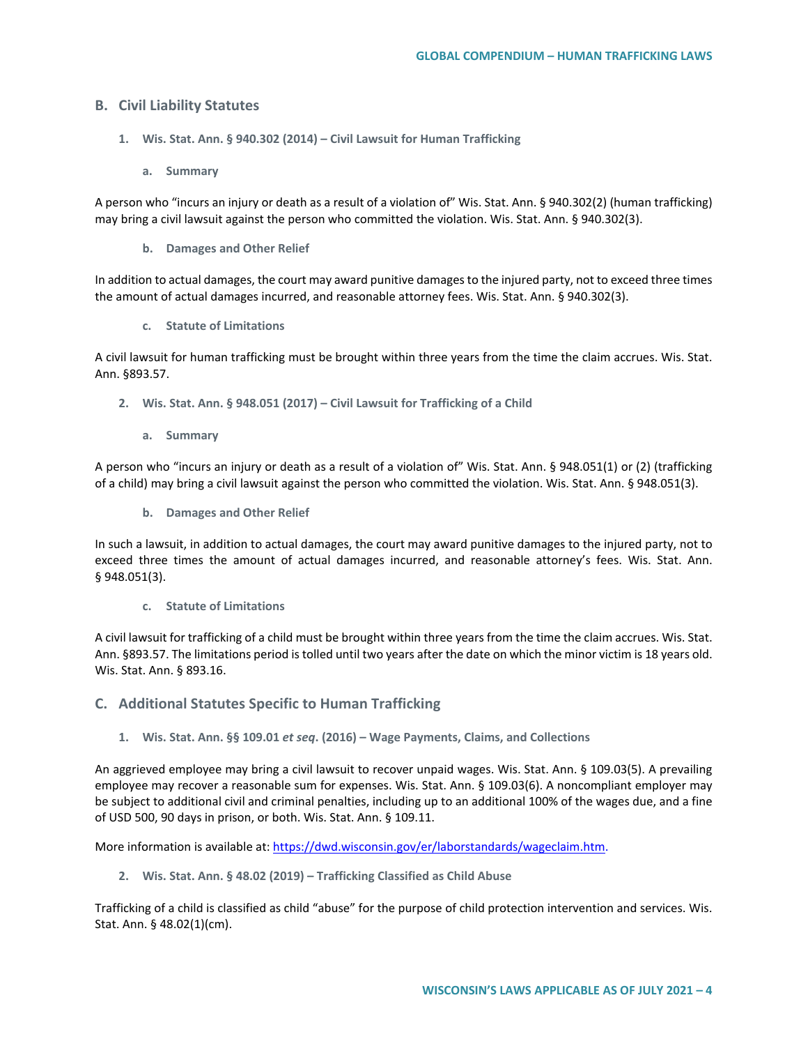## B. Civil Liability Statutes

### 1. Wis. Stat. Ann. § 940.302 (2014) – Civil Lawsuit for Human Trafficking

#### a. Summary

A person who "incurs an injury or death as a result of a violation of" Wis. Stat. Ann. § 940.302(2) (human trafficking) may bring a civil lawsuit against the person who committed the violation. Wis. Stat. Ann. § 940.302(3).

#### b. Damages and Other Relief

In addition to actual damages, the court may award punitive damages to the injured party, not to exceed three times the amount of actual damages incurred, and reasonable attorney fees. Wis. Stat. Ann. § 940.302(3).

#### c. Statute of Limitations

A civil lawsuit for human trafficking must be brought within three years from the time the claim accrues. Wis. Stat. Ann. §893.57.

### 2. Wis. Stat. Ann. § 948.051 (2017) – Civil Lawsuit for Trafficking of a Child

#### a. Summary

A person who "incurs an injury or death as a result of a violation of" Wis. Stat. Ann. § 948.051(1) or (2) (trafficking of a child) may bring a civil lawsuit against the person who committed the violation. Wis. Stat. Ann. § 948.051(3).

#### b. Damages and Other Relief

In such a lawsuit, in addition to actual damages, the court may award punitive damages to the injured party, not to exceed three times the amount of actual damages incurred, and reasonable attorney's fees. Wis. Stat. Ann. § 948.051(3).

#### c. Statute of Limitations

A civil lawsuit for trafficking of a child must be brought within three years from the time the claim accrues. Wis. Stat. Ann. §893.57. The limitations period is tolled until two years after the date on which the minor victim is 18 years old. Wis. Stat. Ann. § 893.16.

## C. Additional Statutes Specific to Human Trafficking

### 1. Wis. Stat. Ann. §§ 109.01 *et seq*. (2016) – Wage Payments, Claims, and Collections

An aggrieved employee may bring a civil lawsuit to recover unpaid wages. Wis. Stat. Ann. § 109.03(5). A prevailing employee may recover a reasonable sum for expenses. Wis. Stat. Ann. § 109.03(6). A noncompliant employer may be subject to additional civil and criminal penalties, including up to an additional 100% of the wages due, and a fine of USD 500, 90 days in prison, or both. Wis. Stat. Ann. § 109.11.

More information is available at: https://dwd.wisconsin.gov/er/laborstandards/wageclaim.htm.

### 2. Wis. Stat. Ann. § 48.02 (2019) – Trafficking Classified as Child Abuse

Trafficking of a child is classified as child "abuse" for the purpose of child protection intervention and services. Wis. Stat. Ann. § 48.02(1)(cm).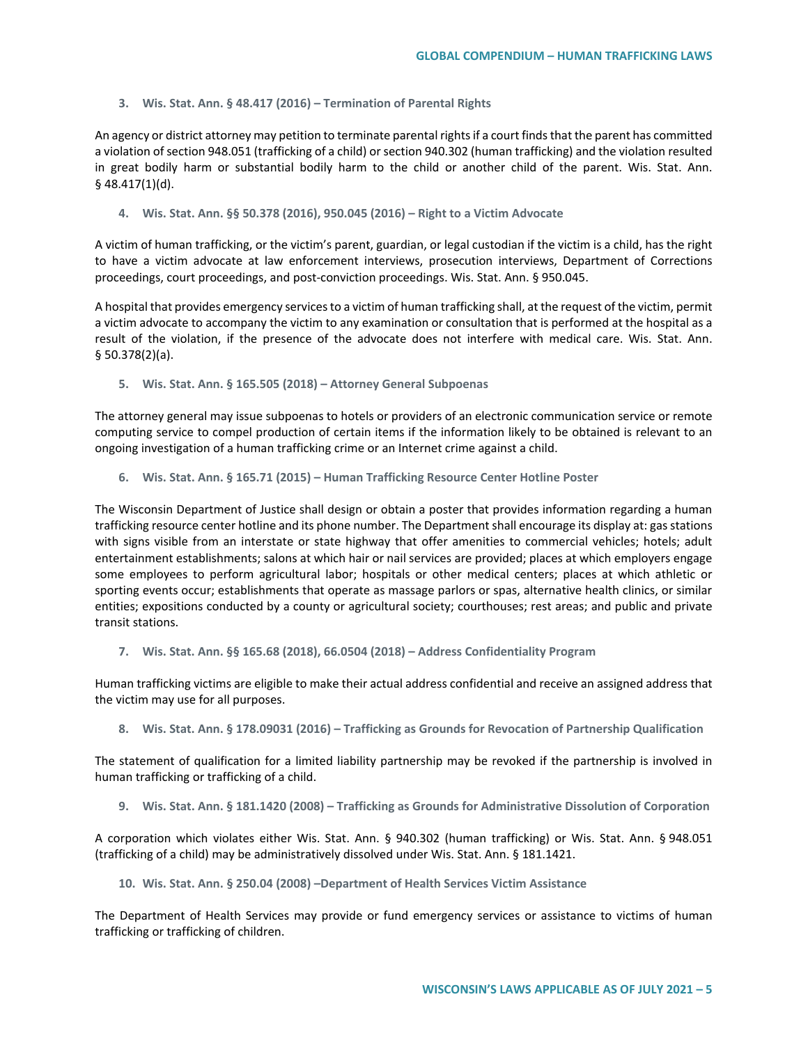### 3. Wis. Stat. Ann. § 48.417 (2016) – Termination of Parental Rights

An agency or district attorney may petition to terminate parental rights if a court finds that the parent has committed a violation of section 948.051 (trafficking of a child) or section 940.302 (human trafficking) and the violation resulted in great bodily harm or substantial bodily harm to the child or another child of the parent. Wis. Stat. Ann. § 48.417(1)(d).

### 4. Wis. Stat. Ann. §§ 50.378 (2016), 950.045 (2016) – Right to a Victim Advocate

A victim of human trafficking, or the victim's parent, guardian, or legal custodian if the victim is a child, has the right to have a victim advocate at law enforcement interviews, prosecution interviews, Department of Corrections proceedings, court proceedings, and post-conviction proceedings. Wis. Stat. Ann. § 950.045.

A hospital that provides emergency services to a victim of human trafficking shall, at the request of the victim, permit a victim advocate to accompany the victim to any examination or consultation that is performed at the hospital as a result of the violation, if the presence of the advocate does not interfere with medical care. Wis. Stat. Ann. § 50.378(2)(a).

### 5. Wis. Stat. Ann. § 165.505 (2018) – Attorney General Subpoenas

The attorney general may issue subpoenas to hotels or providers of an electronic communication service or remote computing service to compel production of certain items if the information likely to be obtained is relevant to an ongoing investigation of a human trafficking crime or an Internet crime against a child.

### 6. Wis. Stat. Ann. § 165.71 (2015) – Human Trafficking Resource Center Hotline Poster

The Wisconsin Department of Justice shall design or obtain a poster that provides information regarding a human trafficking resource center hotline and its phone number. The Department shall encourage its display at: gas stations with signs visible from an interstate or state highway that offer amenities to commercial vehicles; hotels; adult entertainment establishments; salons at which hair or nail services are provided; places at which employers engage some employees to perform agricultural labor; hospitals or other medical centers; places at which athletic or sporting events occur; establishments that operate as massage parlors or spas, alternative health clinics, or similar entities; expositions conducted by a county or agricultural society; courthouses; rest areas; and public and private transit stations.

### 7. Wis. Stat. Ann. §§ 165.68 (2018), 66.0504 (2018) – Address Confidentiality Program

Human trafficking victims are eligible to make their actual address confidential and receive an assigned address that the victim may use for all purposes.

### 8. Wis. Stat. Ann. § 178.09031 (2016) – Trafficking as Grounds for Revocation of Partnership Qualification

The statement of qualification for a limited liability partnership may be revoked if the partnership is involved in human trafficking or trafficking of a child.

### 9. Wis. Stat. Ann. § 181.1420 (2008) – Trafficking as Grounds for Administrative Dissolution of Corporation

A corporation which violates either Wis. Stat. Ann. § 940.302 (human trafficking) or Wis. Stat. Ann. § 948.051 (trafficking of a child) may be administratively dissolved under Wis. Stat. Ann. § 181.1421.

### 10. Wis. Stat. Ann. § 250.04 (2008) –Department of Health Services Victim Assistance

The Department of Health Services may provide or fund emergency services or assistance to victims of human trafficking or trafficking of children.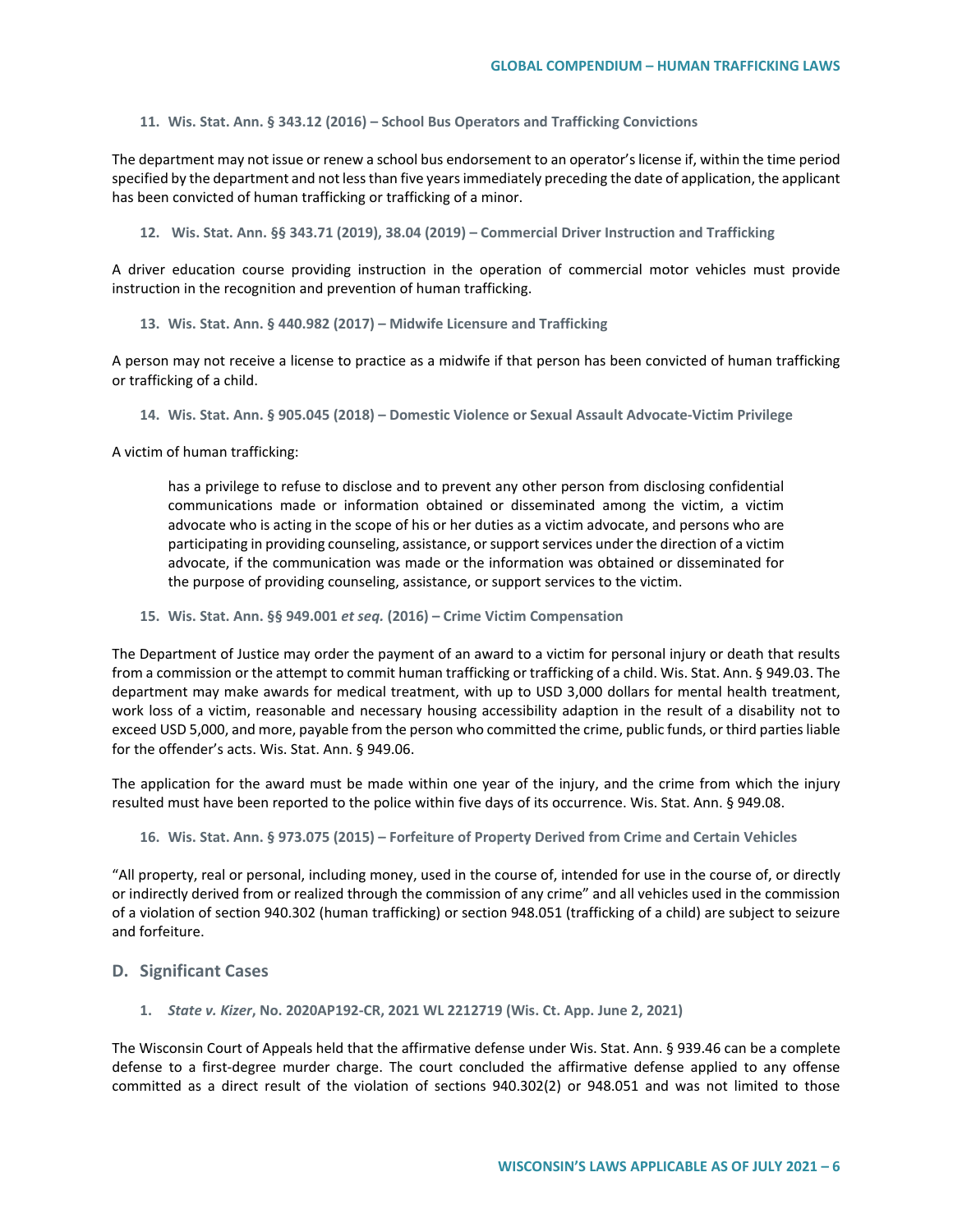#### 11. Wis. Stat. Ann. § 343.12 (2016) – School Bus Operators and Trafficking Convictions

The department may not issue or renew a school bus endorsement to an operator's license if, within the time period specified by the department and not less than five years immediately preceding the date of application, the applicant has been convicted of human trafficking or trafficking of a minor.

#### 12. Wis. Stat. Ann. §§ 343.71 (2019), 38.04 (2019) – Commercial Driver Instruction and Trafficking

A driver education course providing instruction in the operation of commercial motor vehicles must provide instruction in the recognition and prevention of human trafficking.

#### 13. Wis. Stat. Ann. § 440.982 (2017) – Midwife Licensure and Trafficking

A person may not receive a license to practice as a midwife if that person has been convicted of human trafficking or trafficking of a child.

#### 14. Wis. Stat. Ann. § 905.045 (2018) – Domestic Violence or Sexual Assault Advocate-Victim Privilege

A victim of human trafficking:

> has a privilege to refuse to disclose and to prevent any other person from disclosing confidential communications made or information obtained or disseminated among the victim, a victim advocate who is acting in the scope of his or her duties as a victim advocate, and persons who are participating in providing counseling, assistance, or support services under the direction of a victim advocate, if the communication was made or the information was obtained or disseminated for the purpose of providing counseling, assistance, or support services to the victim.

#### 15. Wis. Stat. Ann. §§ 949.001 *et seq.* (2016) – Crime Victim Compensation

The Department of Justice may order the payment of an award to a victim for personal injury or death that results from a commission or the attempt to commit human trafficking or trafficking of a child. Wis. Stat. Ann. § 949.03. The department may make awards for medical treatment, with up to USD 3,000 dollars for mental health treatment, work loss of a victim, reasonable and necessary housing accessibility adaption in the result of a disability not to exceed USD 5,000, and more, payable from the person who committed the crime, public funds, or third parties liable for the offender's acts. Wis. Stat. Ann. § 949.06.

The application for the award must be made within one year of the injury, and the crime from which the injury resulted must have been reported to the police within five days of its occurrence. Wis. Stat. Ann. § 949.08.

#### 16. Wis. Stat. Ann. § 973.075 (2015) – Forfeiture of Property Derived from Crime and Certain Vehicles

"All property, real or personal, including money, used in the course of, intended for use in the course of, or directly or indirectly derived from or realized through the commission of any crime" and all vehicles used in the commission of a violation of section 940.302 (human trafficking) or section 948.051 (trafficking of a child) are subject to seizure and forfeiture.

### D. Significant Cases

#### 1. *State v. Kizer*, No. 2020AP192-CR, 2021 WL 2212719 (Wis. Ct. App. June 2, 2021)

The Wisconsin Court of Appeals held that the affirmative defense under Wis. Stat. Ann. § 939.46 can be a complete defense to a first-degree murder charge. The court concluded the affirmative defense applied to any offense committed as a direct result of the violation of sections 940.302(2) or 948.051 and was not limited to those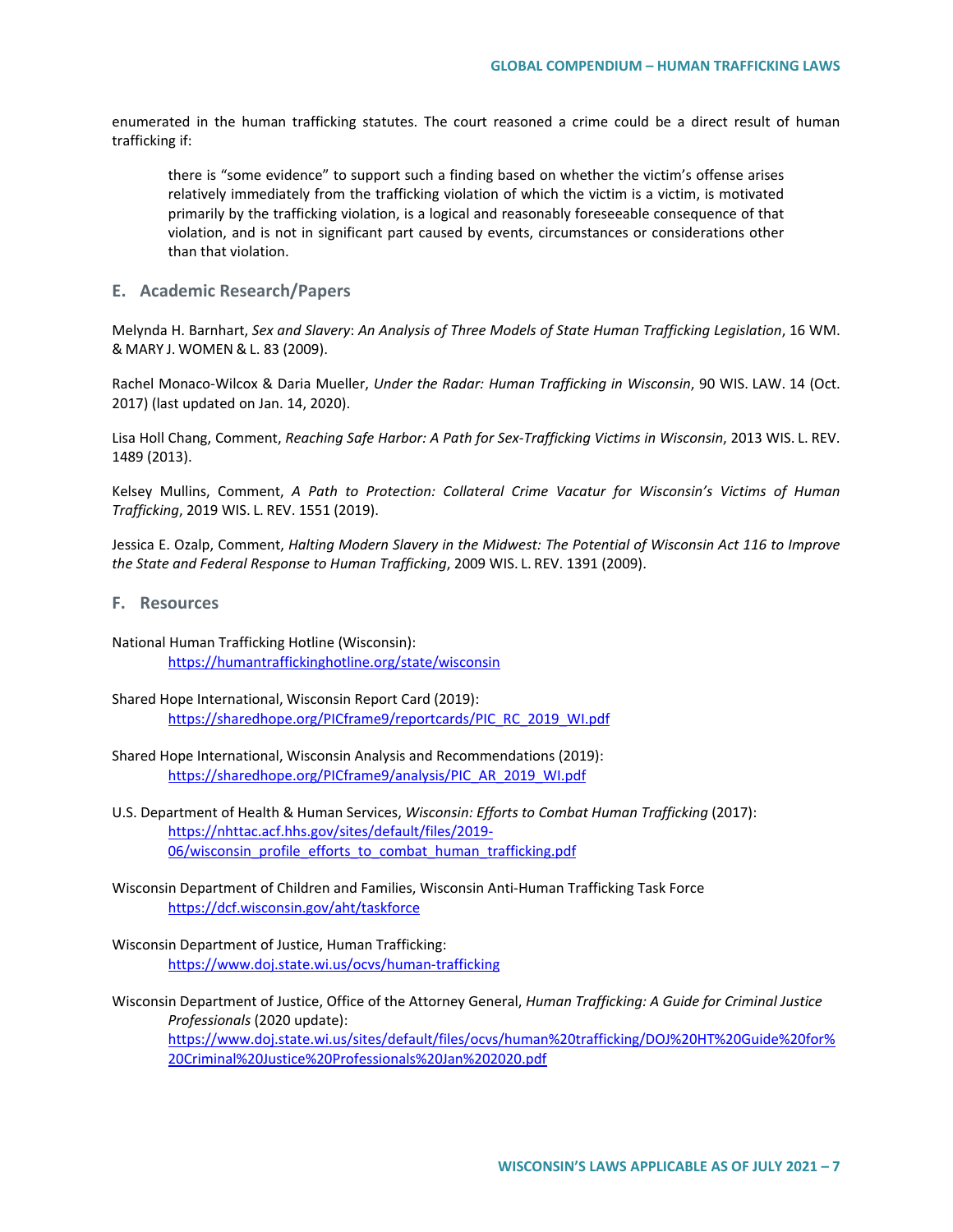enumerated in the human trafficking statutes. The court reasoned a crime could be a direct result of human trafficking if:

> there is "some evidence" to support such a finding based on whether the victim's offense arises relatively immediately from the trafficking violation of which the victim is a victim, is motivated primarily by the trafficking violation, is a logical and reasonably foreseeable consequence of that violation, and is not in significant part caused by events, circumstances or considerations other than that violation.

## E. Academic Research/Papers

Melynda H. Barnhart, *Sex and Slavery*: *An Analysis of Three Models of State Human Trafficking Legislation*, 16 WM. & MARY J. WOMEN & L. 83 (2009).

Rachel Monaco-Wilcox & Daria Mueller, *Under the Radar: Human Trafficking in Wisconsin*, 90 WIS. LAW. 14 (Oct. 2017) (last updated on Jan. 14, 2020).

Lisa Holl Chang, Comment, *Reaching Safe Harbor: A Path for Sex-Trafficking Victims in Wisconsin*, 2013 WIS. L. REV. 1489 (2013).

Kelsey Mullins, Comment, *A Path to Protection: Collateral Crime Vacatur for Wisconsin's Victims of Human Trafficking*, 2019 WIS. L. REV. 1551 (2019).

Jessica E. Ozalp, Comment, *Halting Modern Slavery in the Midwest: The Potential of Wisconsin Act 116 to Improve the State and Federal Response to Human Trafficking*, 2009 WIS. L. REV. 1391 (2009).

## F. Resources

National Human Trafficking Hotline (Wisconsin):
https://humantraffickinghotline.org/state/wisconsin

Shared Hope International, Wisconsin Report Card (2019):
https://sharedhope.org/PICframe9/reportcards/PIC_RC_2019_WI.pdf

Shared Hope International, Wisconsin Analysis and Recommendations (2019):
https://sharedhope.org/PICframe9/analysis/PIC_AR_2019_WI.pdf

U.S. Department of Health & Human Services, *Wisconsin: Efforts to Combat Human Trafficking* (2017):
https://nhttac.acf.hhs.gov/sites/default/files/2019-06/wisconsin_profile_efforts_to_combat_human_trafficking.pdf

Wisconsin Department of Children and Families, Wisconsin Anti-Human Trafficking Task Force
https://dcf.wisconsin.gov/aht/taskforce

Wisconsin Department of Justice, Human Trafficking:
https://www.doj.state.wi.us/ocvs/human-trafficking

Wisconsin Department of Justice, Office of the Attorney General, *Human Trafficking: A Guide for Criminal Justice Professionals* (2020 update):
https://www.doj.state.wi.us/sites/default/files/ocvs/human%20trafficking/DOJ%20HT%20Guide%20for%20Criminal%20Justice%20Professionals%20Jan%202020.pdf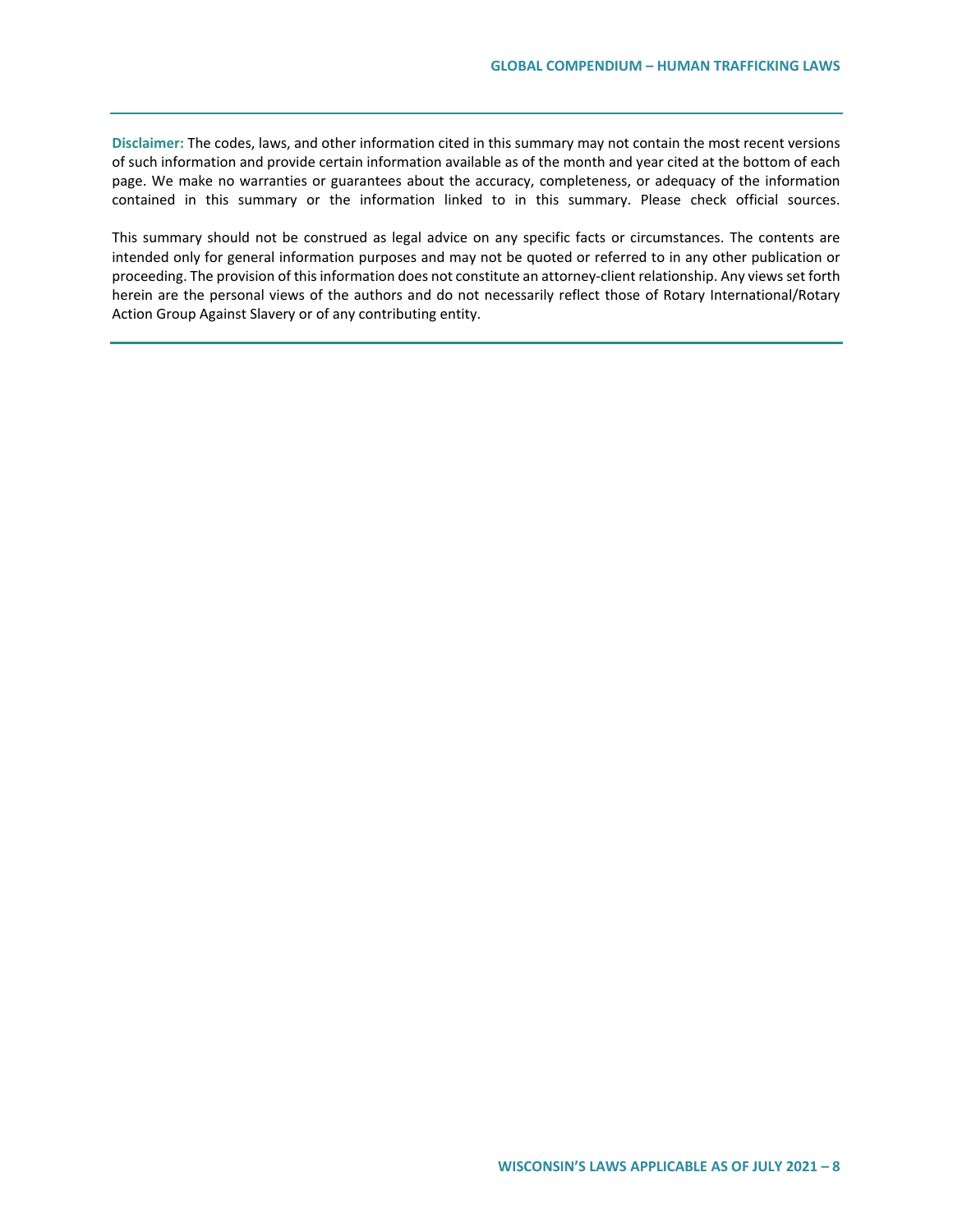**Disclaimer:** The codes, laws, and other information cited in this summary may not contain the most recent versions of such information and provide certain information available as of the month and year cited at the bottom of each page. We make no warranties or guarantees about the accuracy, completeness, or adequacy of the information contained in this summary or the information linked to in this summary. Please check official sources.

This summary should not be construed as legal advice on any specific facts or circumstances. The contents are intended only for general information purposes and may not be quoted or referred to in any other publication or proceeding. The provision of this information does not constitute an attorney-client relationship. Any views set forth herein are the personal views of the authors and do not necessarily reflect those of Rotary International/Rotary Action Group Against Slavery or of any contributing entity.